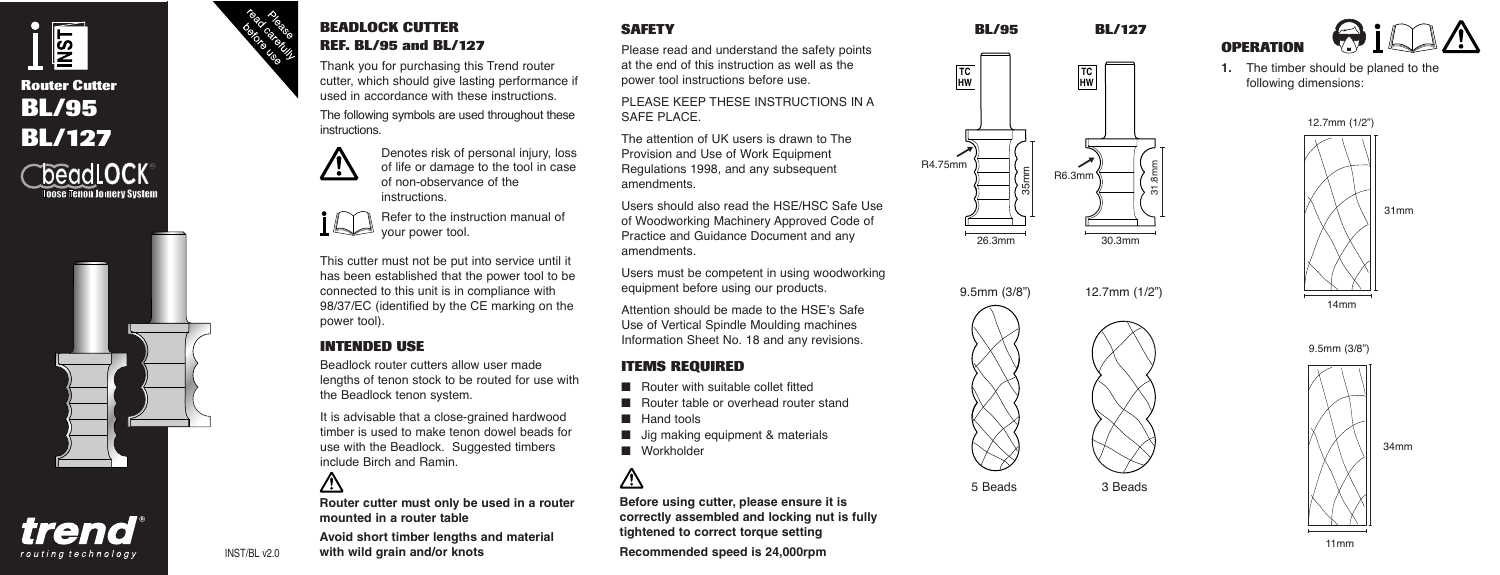# Router Cutter BL/95 BL/127

beadLOCK® Loose Tenon Joinery System

Please read carefully before use

## BEADLOCK CUTTER REF. BL/95 and BL/127

Thank you for purchasing this Trend router cutter, which should give lasting performance if used in accordance with these instructions.

The following symbols are used throughout these instructions.

Denotes risk of personal injury, loss of life or damage to the tool in case of non-observance of the instructions.

Refer to the instruction manual of your power tool.

This cutter must not be put into service until it has been established that the power tool to be connected to this unit is in compliance with 98/37/EC (identified by the CE marking on the power tool).

## INTENDED USE

Beadlock router cutters allow user made lengths of tenon stock to be routed for use with the Beadlock tenon system.

It is advisable that a close-grained hardwood timber is used to make tenon dowel beads for use with the Beadlock. Suggested timbers include Birch and Ramin.

**Router cutter must only be used in a router mounted in a router table**

**Avoid short timber lengths and material with wild grain and/or knots**

INST/BL v2.0

## SAFETY

Please read and understand the safety points at the end of this instruction as well as the power tool instructions before use.

PLEASE KEEP THESE INSTRUCTIONS IN A SAFE PLACE.

The attention of UK users is drawn to The Provision and Use of Work Equipment Regulations 1998, and any subsequent amendments.

Users should also read the HSE/HSC Safe Use of Woodworking Machinery Approved Code of Practice and Guidance Document and any amendments.

Users must be competent in using woodworking equipment before using our products.

Attention should be made to the HSE's Safe Use of Vertical Spindle Moulding machines Information Sheet No. 18 and any revisions.

## ITEMS REQUIRED

- Router with suitable collet fitted
- Router table or overhead router stand
- Hand tools
- Jig making equipment & materials
- Workholder

**Before using cutter, please ensure it is correctly assembled and locking nut is fully tightened to correct torque setting**

**Recommended speed is 24,000rpm**

**BL/95** — TC HW, R4.75mm, 35mm, 26.3mm; 9.5mm (3/8"), 5 Beads

**BL/127** — TC HW, R6.3mm, 31.8mm, 30.3mm; 12.7mm (1/2"), 3 Beads

## OPERATION

1. The timber should be planed to the following dimensions:

12.7mm (1/2"): 14mm × 31mm

9.5mm (3/8"): 11mm × 34mm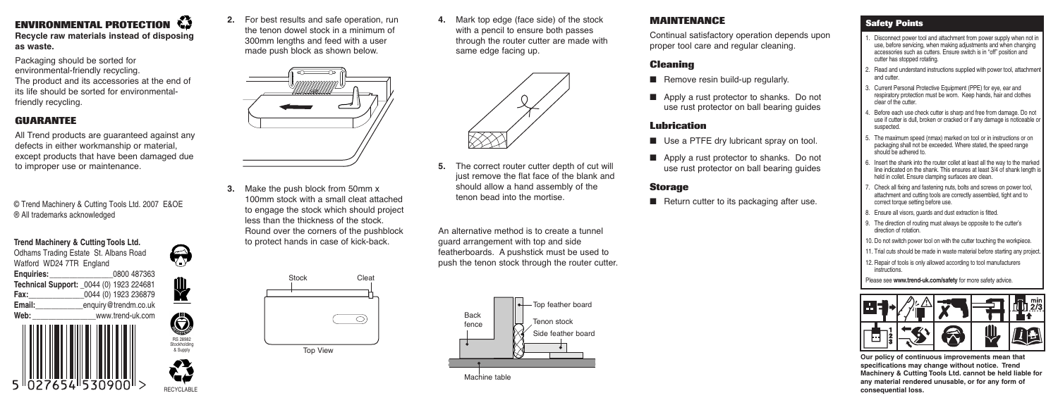## ENVIRONMENTAL PROTECTION

**Recycle raw materials instead of disposing as waste.**

Packaging should be sorted for environmental-friendly recycling.
The product and its accessories at the end of its life should be sorted for environmental-friendly recycling.

## GUARANTEE

All Trend products are guaranteed against any defects in either workmanship or material, except products that have been damaged due to improper use or maintenance.

© Trend Machinery & Cutting Tools Ltd. 2007 E&OE
® All trademarks acknowledged

**Trend Machinery & Cutting Tools Ltd.**
Odhams Trading Estate St. Albans Road
Watford WD24 7TR England

**Enquiries:** 0800 487363
**Technical Support:** 0044 (0) 1923 224681
**Fax:** 0044 (0) 1923 236879
**Email:** enquiry@trendm.co.uk
**Web:** www.trend-uk.com

5 027654 530900 >

BS 28982 Stockholding & Supply

RECYCLABLE

2. For best results and safe operation, run the tenon dowel stock in a minimum of 300mm lengths and feed with a user made push block as shown below.

3. Make the push block from 50mm x 100mm stock with a small cleat attached to engage the stock which should project less than the thickness of the stock. Round over the corners of the pushblock to protect hands in case of kick-back.

Stock
Cleat
Top View

4. Mark top edge (face side) of the stock with a pencil to ensure both passes through the router cutter are made with same edge facing up.

5. The correct router cutter depth of cut will just remove the flat face of the blank and should allow a hand assembly of the tenon bead into the mortise.

An alternative method is to create a tunnel guard arrangement with top and side featherboards. A pushstick must be used to push the tenon stock through the router cutter.

Top feather board
Back fence
Tenon stock
Side feather board
Machine table

## MAINTENANCE

Continual satisfactory operation depends upon proper tool care and regular cleaning.

### Cleaning

- Remove resin build-up regularly.
- Apply a rust protector to shanks. Do not use rust protector on ball bearing guides

### Lubrication

- Use a PTFE dry lubricant spray on tool.
- Apply a rust protector to shanks. Do not use rust protector on ball bearing guides

### Storage

- Return cutter to its packaging after use.

### Safety Points

1. Disconnect power tool and attachment from power supply when not in use, before servicing, when making adjustments and when changing accessories such as cutters. Ensure switch is in "off" position and cutter has stopped rotating.
2. Read and understand instructions supplied with power tool, attachment and cutter.
3. Current Personal Protective Equipment (PPE) for eye, ear and respiratory protection must be worn. Keep hands, hair and clothes clear of the cutter.
4. Before each use check cutter is sharp and free from damage. Do not use if cutter is dull, broken or cracked or if any damage is noticeable or suspected.
5. The maximum speed (nmax) marked on tool or in instructions or on packaging shall not be exceeded. Where stated, the speed range should be adhered to.
6. Insert the shank into the router collet at least all the way to the marked line indicated on the shank. This ensures at least 3/4 of shank length is held in collet. Ensure clamping surfaces are clean.
7. Check all fixing and fastening nuts, bolts and screws on power tool, attachment and cutting tools are correctly assembled, tight and to correct torque setting before use.
8. Ensure all visors, guards and dust extraction is fitted.
9. The direction of routing must always be opposite to the cutter's direction of rotation.
10. Do not switch power tool on with the cutter touching the workpiece.
11. Trial cuts should be made in waste material before starting any project.
12. Repair of tools is only allowed according to tool manufacturers instructions.

Please see **www.trend-uk.com/safety** for more safety advice.

min 2/3

1 2 3

**Our policy of continuous improvements mean that specifications may change without notice. Trend Machinery & Cutting Tools Ltd. cannot be held liable for any material rendered unusable, or for any form of consequential loss.**